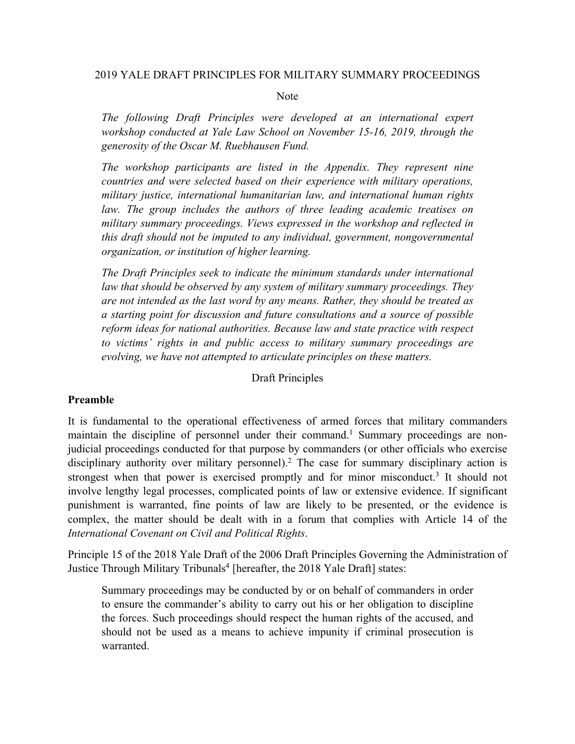2019 YALE DRAFT PRINCIPLES FOR MILITARY SUMMARY PROCEEDINGS

Note

*The following Draft Principles were developed at an international expert workshop conducted at Yale Law School on November 15-16, 2019, through the generosity of the Oscar M. Ruebhausen Fund.*

*The workshop participants are listed in the Appendix. They represent nine countries and were selected based on their experience with military operations, military justice, international humanitarian law, and international human rights law. The group includes the authors of three leading academic treatises on military summary proceedings. Views expressed in the workshop and reflected in this draft should not be imputed to any individual, government, nongovernmental organization, or institution of higher learning.*

*The Draft Principles seek to indicate the minimum standards under international law that should be observed by any system of military summary proceedings. They are not intended as the last word by any means. Rather, they should be treated as a starting point for discussion and future consultations and a source of possible reform ideas for national authorities. Because law and state practice with respect to victims' rights in and public access to military summary proceedings are evolving, we have not attempted to articulate principles on these matters.*

Draft Principles

**Preamble**

It is fundamental to the operational effectiveness of armed forces that military commanders maintain the discipline of personnel under their command.[1] Summary proceedings are non-judicial proceedings conducted for that purpose by commanders (or other officials who exercise disciplinary authority over military personnel).[2] The case for summary disciplinary action is strongest when that power is exercised promptly and for minor misconduct.[3] It should not involve lengthy legal processes, complicated points of law or extensive evidence. If significant punishment is warranted, fine points of law are likely to be presented, or the evidence is complex, the matter should be dealt with in a forum that complies with Article 14 of the *International Covenant on Civil and Political Rights*.

Principle 15 of the 2018 Yale Draft of the 2006 Draft Principles Governing the Administration of Justice Through Military Tribunals[4] [hereafter, the 2018 Yale Draft] states:

> Summary proceedings may be conducted by or on behalf of commanders in order to ensure the commander's ability to carry out his or her obligation to discipline the forces. Such proceedings should respect the human rights of the accused, and should not be used as a means to achieve impunity if criminal prosecution is warranted.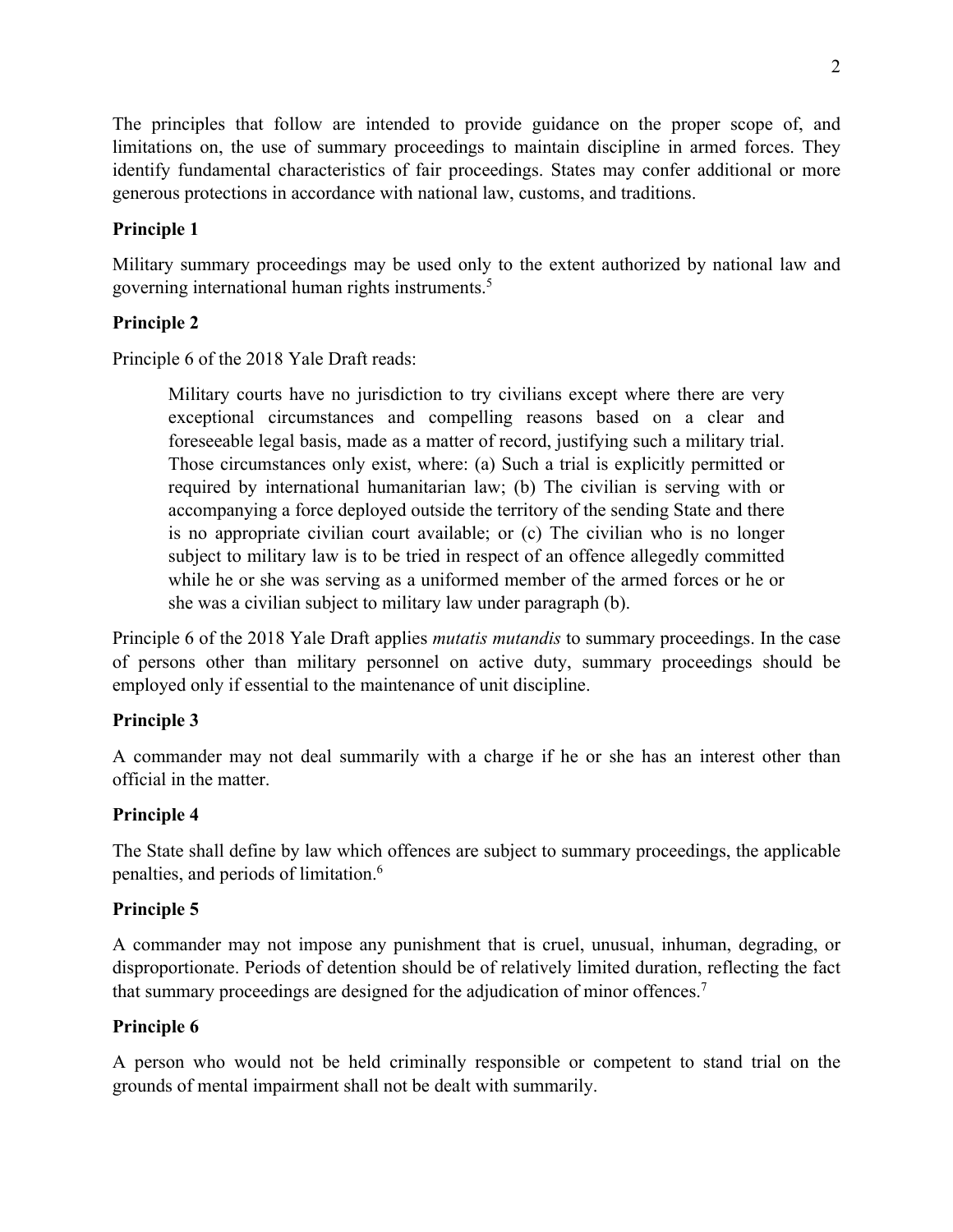The principles that follow are intended to provide guidance on the proper scope of, and limitations on, the use of summary proceedings to maintain discipline in armed forces. They identify fundamental characteristics of fair proceedings. States may confer additional or more generous protections in accordance with national law, customs, and traditions.

**Principle 1**

Military summary proceedings may be used only to the extent authorized by national law and governing international human rights instruments.[5]

**Principle 2**

Principle 6 of the 2018 Yale Draft reads:

> Military courts have no jurisdiction to try civilians except where there are very exceptional circumstances and compelling reasons based on a clear and foreseeable legal basis, made as a matter of record, justifying such a military trial. Those circumstances only exist, where: (a) Such a trial is explicitly permitted or required by international humanitarian law; (b) The civilian is serving with or accompanying a force deployed outside the territory of the sending State and there is no appropriate civilian court available; or (c) The civilian who is no longer subject to military law is to be tried in respect of an offence allegedly committed while he or she was serving as a uniformed member of the armed forces or he or she was a civilian subject to military law under paragraph (b).

Principle 6 of the 2018 Yale Draft applies *mutatis mutandis* to summary proceedings. In the case of persons other than military personnel on active duty, summary proceedings should be employed only if essential to the maintenance of unit discipline.

**Principle 3**

A commander may not deal summarily with a charge if he or she has an interest other than official in the matter.

**Principle 4**

The State shall define by law which offences are subject to summary proceedings, the applicable penalties, and periods of limitation.[6]

**Principle 5**

A commander may not impose any punishment that is cruel, unusual, inhuman, degrading, or disproportionate. Periods of detention should be of relatively limited duration, reflecting the fact that summary proceedings are designed for the adjudication of minor offences.[7]

**Principle 6**

A person who would not be held criminally responsible or competent to stand trial on the grounds of mental impairment shall not be dealt with summarily.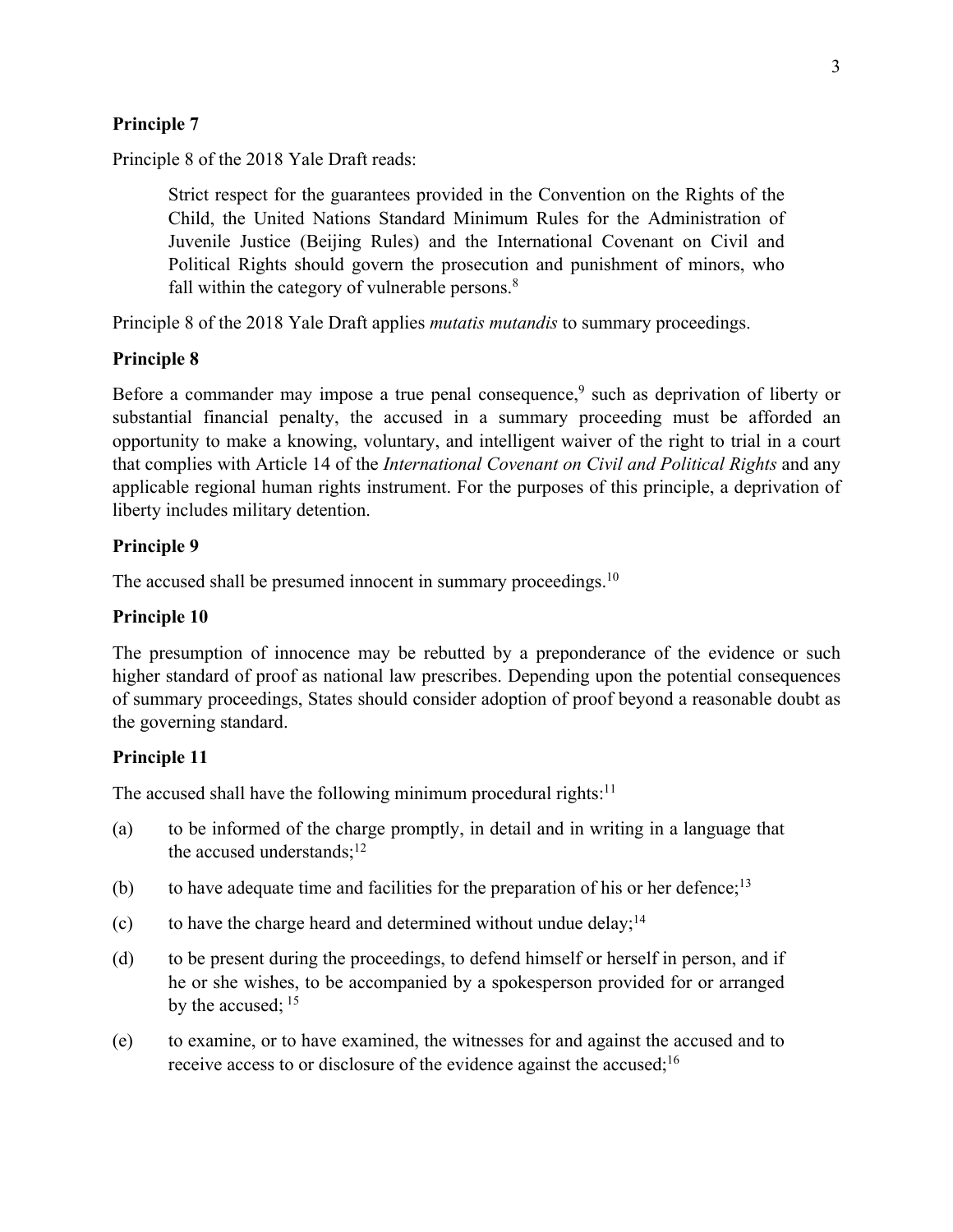**Principle 7**

Principle 8 of the 2018 Yale Draft reads:

> Strict respect for the guarantees provided in the Convention on the Rights of the Child, the United Nations Standard Minimum Rules for the Administration of Juvenile Justice (Beijing Rules) and the International Covenant on Civil and Political Rights should govern the prosecution and punishment of minors, who fall within the category of vulnerable persons.[8]

Principle 8 of the 2018 Yale Draft applies *mutatis mutandis* to summary proceedings.

**Principle 8**

Before a commander may impose a true penal consequence,[9] such as deprivation of liberty or substantial financial penalty, the accused in a summary proceeding must be afforded an opportunity to make a knowing, voluntary, and intelligent waiver of the right to trial in a court that complies with Article 14 of the *International Covenant on Civil and Political Rights* and any applicable regional human rights instrument. For the purposes of this principle, a deprivation of liberty includes military detention.

**Principle 9**

The accused shall be presumed innocent in summary proceedings.[10]

**Principle 10**

The presumption of innocence may be rebutted by a preponderance of the evidence or such higher standard of proof as national law prescribes. Depending upon the potential consequences of summary proceedings, States should consider adoption of proof beyond a reasonable doubt as the governing standard.

**Principle 11**

The accused shall have the following minimum procedural rights:[11]

(a) to be informed of the charge promptly, in detail and in writing in a language that the accused understands;[12]

(b) to have adequate time and facilities for the preparation of his or her defence;[13]

(c) to have the charge heard and determined without undue delay;[14]

(d) to be present during the proceedings, to defend himself or herself in person, and if he or she wishes, to be accompanied by a spokesperson provided for or arranged by the accused; [15]

(e) to examine, or to have examined, the witnesses for and against the accused and to receive access to or disclosure of the evidence against the accused;[16]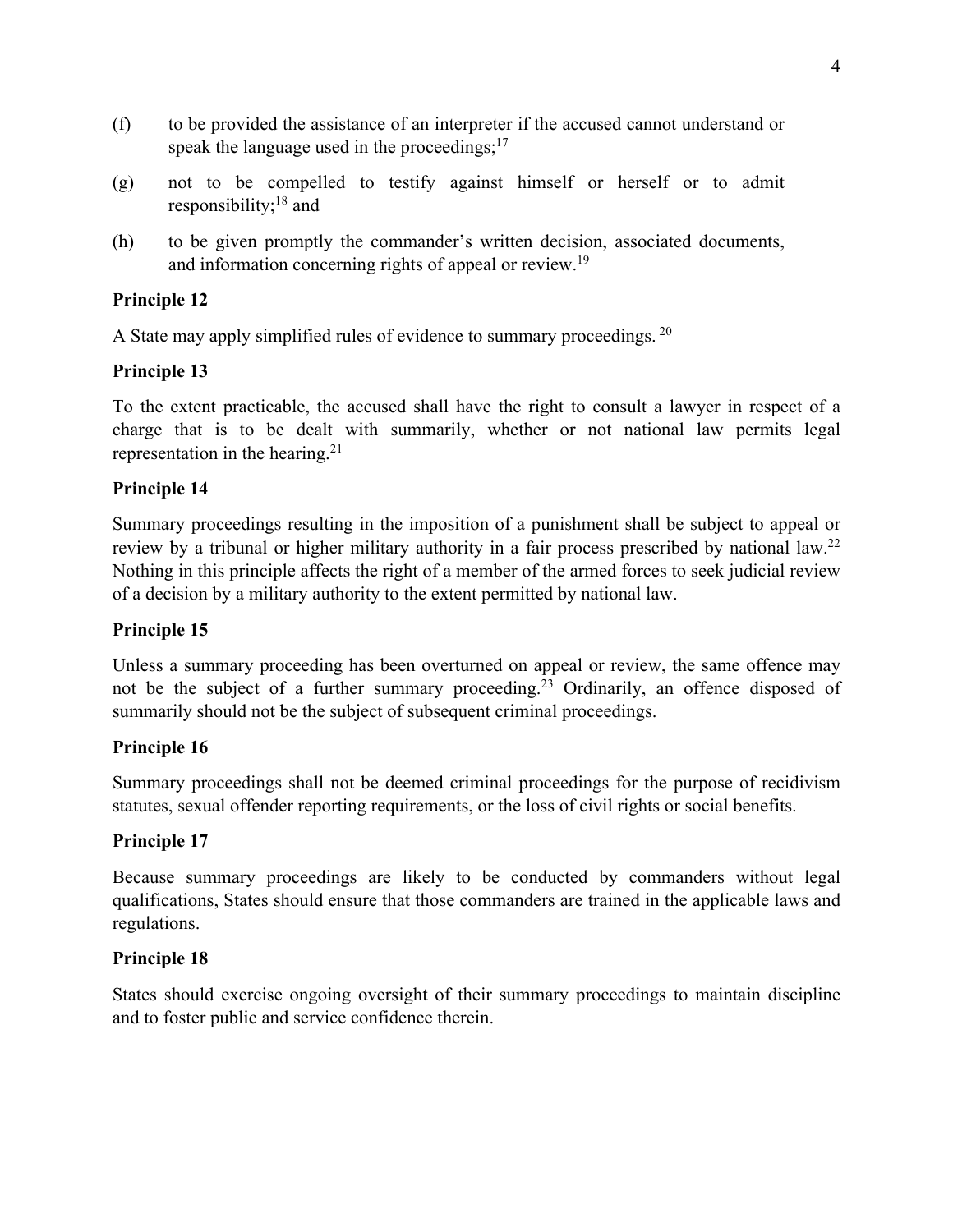(f) to be provided the assistance of an interpreter if the accused cannot understand or speak the language used in the proceedings;[17]

(g) not to be compelled to testify against himself or herself or to admit responsibility;[18] and

(h) to be given promptly the commander's written decision, associated documents, and information concerning rights of appeal or review.[19]

**Principle 12**

A State may apply simplified rules of evidence to summary proceedings.[20]

**Principle 13**

To the extent practicable, the accused shall have the right to consult a lawyer in respect of a charge that is to be dealt with summarily, whether or not national law permits legal representation in the hearing.[21]

**Principle 14**

Summary proceedings resulting in the imposition of a punishment shall be subject to appeal or review by a tribunal or higher military authority in a fair process prescribed by national law.[22] Nothing in this principle affects the right of a member of the armed forces to seek judicial review of a decision by a military authority to the extent permitted by national law.

**Principle 15**

Unless a summary proceeding has been overturned on appeal or review, the same offence may not be the subject of a further summary proceeding.[23] Ordinarily, an offence disposed of summarily should not be the subject of subsequent criminal proceedings.

**Principle 16**

Summary proceedings shall not be deemed criminal proceedings for the purpose of recidivism statutes, sexual offender reporting requirements, or the loss of civil rights or social benefits.

**Principle 17**

Because summary proceedings are likely to be conducted by commanders without legal qualifications, States should ensure that those commanders are trained in the applicable laws and regulations.

**Principle 18**

States should exercise ongoing oversight of their summary proceedings to maintain discipline and to foster public and service confidence therein.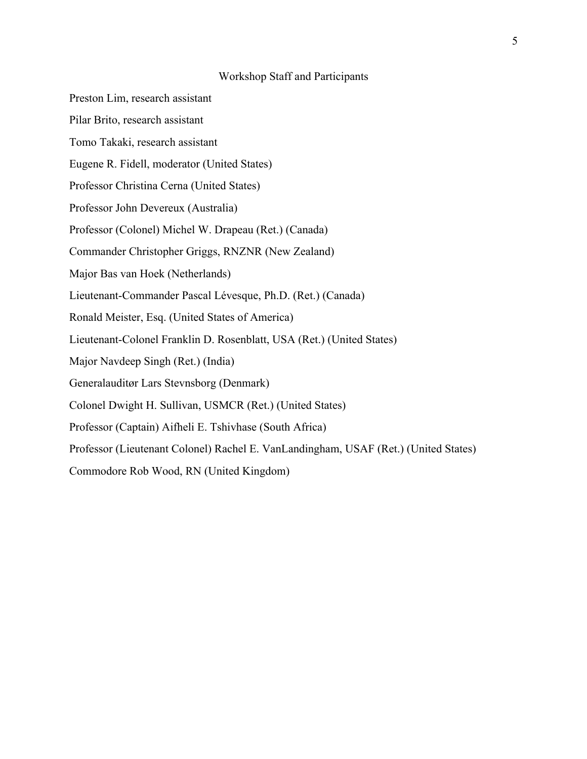## Workshop Staff and Participants

Preston Lim, research assistant

Pilar Brito, research assistant

Tomo Takaki, research assistant

Eugene R. Fidell, moderator (United States)

Professor Christina Cerna (United States)

Professor John Devereux (Australia)

Professor (Colonel) Michel W. Drapeau (Ret.) (Canada)

Commander Christopher Griggs, RNZNR (New Zealand)

Major Bas van Hoek (Netherlands)

Lieutenant-Commander Pascal Lévesque, Ph.D. (Ret.) (Canada)

Ronald Meister, Esq. (United States of America)

Lieutenant-Colonel Franklin D. Rosenblatt, USA (Ret.) (United States)

Major Navdeep Singh (Ret.) (India)

Generalauditør Lars Stevnsborg (Denmark)

Colonel Dwight H. Sullivan, USMCR (Ret.) (United States)

Professor (Captain) Aifheli E. Tshivhase (South Africa)

Professor (Lieutenant Colonel) Rachel E. VanLandingham, USAF (Ret.) (United States)

Commodore Rob Wood, RN (United Kingdom)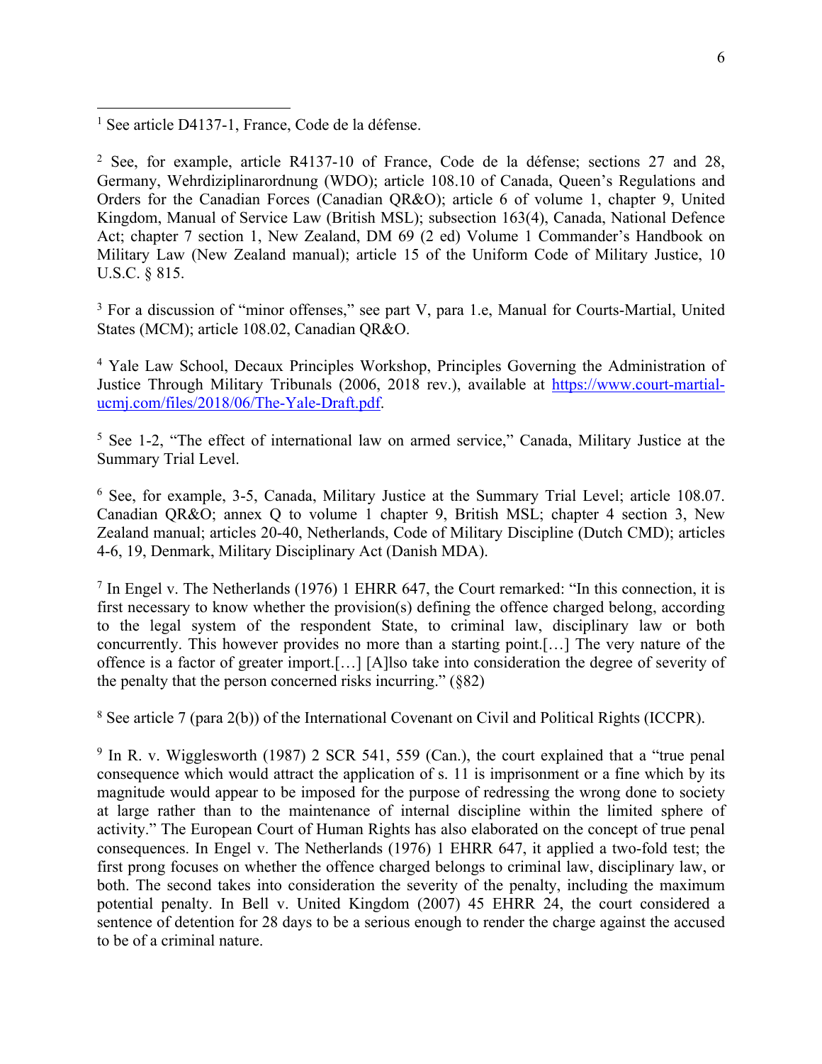[1] See article D4137-1, France, Code de la défense.

[2] See, for example, article R4137-10 of France, Code de la défense; sections 27 and 28, Germany, Wehrdiziplinarordnung (WDO); article 108.10 of Canada, Queen's Regulations and Orders for the Canadian Forces (Canadian QR&O); article 6 of volume 1, chapter 9, United Kingdom, Manual of Service Law (British MSL); subsection 163(4), Canada, National Defence Act; chapter 7 section 1, New Zealand, DM 69 (2 ed) Volume 1 Commander's Handbook on Military Law (New Zealand manual); article 15 of the Uniform Code of Military Justice, 10 U.S.C. § 815.

[3] For a discussion of "minor offenses," see part V, para 1.e, Manual for Courts-Martial, United States (MCM); article 108.02, Canadian QR&O.

[4] Yale Law School, Decaux Principles Workshop, Principles Governing the Administration of Justice Through Military Tribunals (2006, 2018 rev.), available at [https://www.court-martial-ucmj.com/files/2018/06/The-Yale-Draft.pdf](https://www.court-martial-ucmj.com/files/2018/06/The-Yale-Draft.pdf).

[5] See 1-2, "The effect of international law on armed service," Canada, Military Justice at the Summary Trial Level.

[6] See, for example, 3-5, Canada, Military Justice at the Summary Trial Level; article 108.07. Canadian QR&O; annex Q to volume 1 chapter 9, British MSL; chapter 4 section 3, New Zealand manual; articles 20-40, Netherlands, Code of Military Discipline (Dutch CMD); articles 4-6, 19, Denmark, Military Disciplinary Act (Danish MDA).

[7] In Engel v. The Netherlands (1976) 1 EHRR 647, the Court remarked: "In this connection, it is first necessary to know whether the provision(s) defining the offence charged belong, according to the legal system of the respondent State, to criminal law, disciplinary law or both concurrently. This however provides no more than a starting point.[…] The very nature of the offence is a factor of greater import.[…] [A]lso take into consideration the degree of severity of the penalty that the person concerned risks incurring." (§82)

[8] See article 7 (para 2(b)) of the International Covenant on Civil and Political Rights (ICCPR).

[9] In R. v. Wigglesworth (1987) 2 SCR 541, 559 (Can.), the court explained that a "true penal consequence which would attract the application of s. 11 is imprisonment or a fine which by its magnitude would appear to be imposed for the purpose of redressing the wrong done to society at large rather than to the maintenance of internal discipline within the limited sphere of activity." The European Court of Human Rights has also elaborated on the concept of true penal consequences. In Engel v. The Netherlands (1976) 1 EHRR 647, it applied a two-fold test; the first prong focuses on whether the offence charged belongs to criminal law, disciplinary law, or both. The second takes into consideration the severity of the penalty, including the maximum potential penalty. In Bell v. United Kingdom (2007) 45 EHRR 24, the court considered a sentence of detention for 28 days to be a serious enough to render the charge against the accused to be of a criminal nature.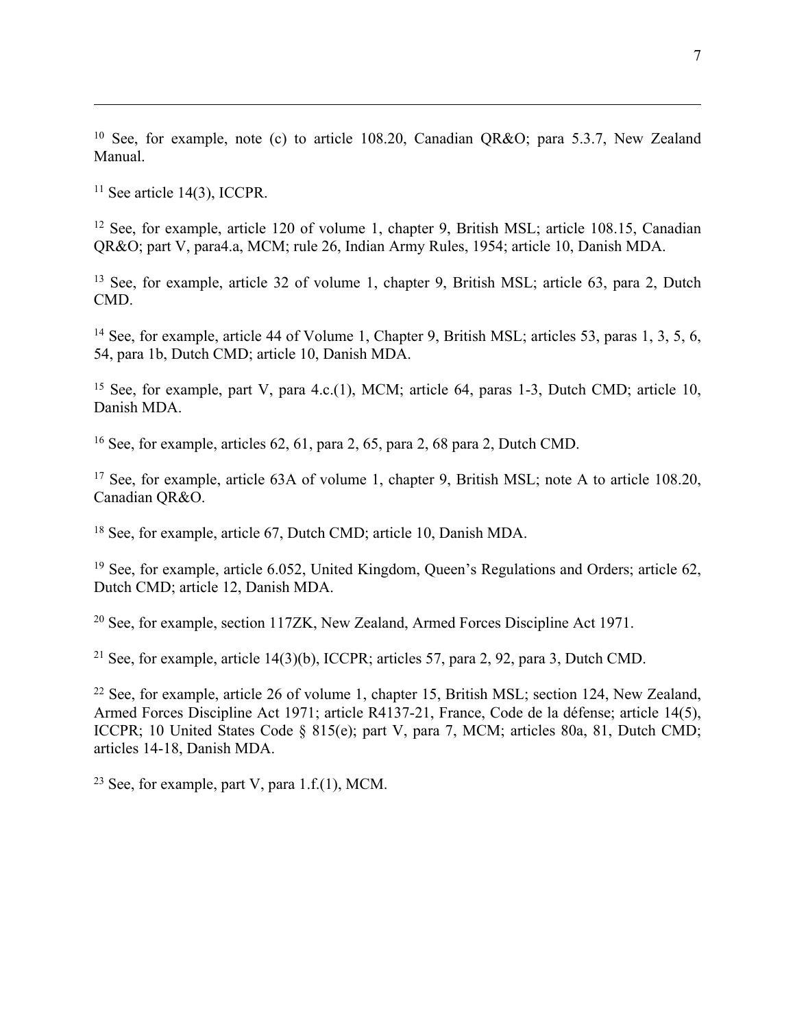[10] See, for example, note (c) to article 108.20, Canadian QR&O; para 5.3.7, New Zealand Manual.

[11] See article 14(3), ICCPR.

[12] See, for example, article 120 of volume 1, chapter 9, British MSL; article 108.15, Canadian QR&O; part V, para4.a, MCM; rule 26, Indian Army Rules, 1954; article 10, Danish MDA.

[13] See, for example, article 32 of volume 1, chapter 9, British MSL; article 63, para 2, Dutch CMD.

[14] See, for example, article 44 of Volume 1, Chapter 9, British MSL; articles 53, paras 1, 3, 5, 6, 54, para 1b, Dutch CMD; article 10, Danish MDA.

[15] See, for example, part V, para 4.c.(1), MCM; article 64, paras 1-3, Dutch CMD; article 10, Danish MDA.

[16] See, for example, articles 62, 61, para 2, 65, para 2, 68 para 2, Dutch CMD.

[17] See, for example, article 63A of volume 1, chapter 9, British MSL; note A to article 108.20, Canadian QR&O.

[18] See, for example, article 67, Dutch CMD; article 10, Danish MDA.

[19] See, for example, article 6.052, United Kingdom, Queen's Regulations and Orders; article 62, Dutch CMD; article 12, Danish MDA.

[20] See, for example, section 117ZK, New Zealand, Armed Forces Discipline Act 1971.

[21] See, for example, article 14(3)(b), ICCPR; articles 57, para 2, 92, para 3, Dutch CMD.

[22] See, for example, article 26 of volume 1, chapter 15, British MSL; section 124, New Zealand, Armed Forces Discipline Act 1971; article R4137-21, France, Code de la défense; article 14(5), ICCPR; 10 United States Code § 815(e); part V, para 7, MCM; articles 80a, 81, Dutch CMD; articles 14-18, Danish MDA.

[23] See, for example, part V, para 1.f.(1), MCM.